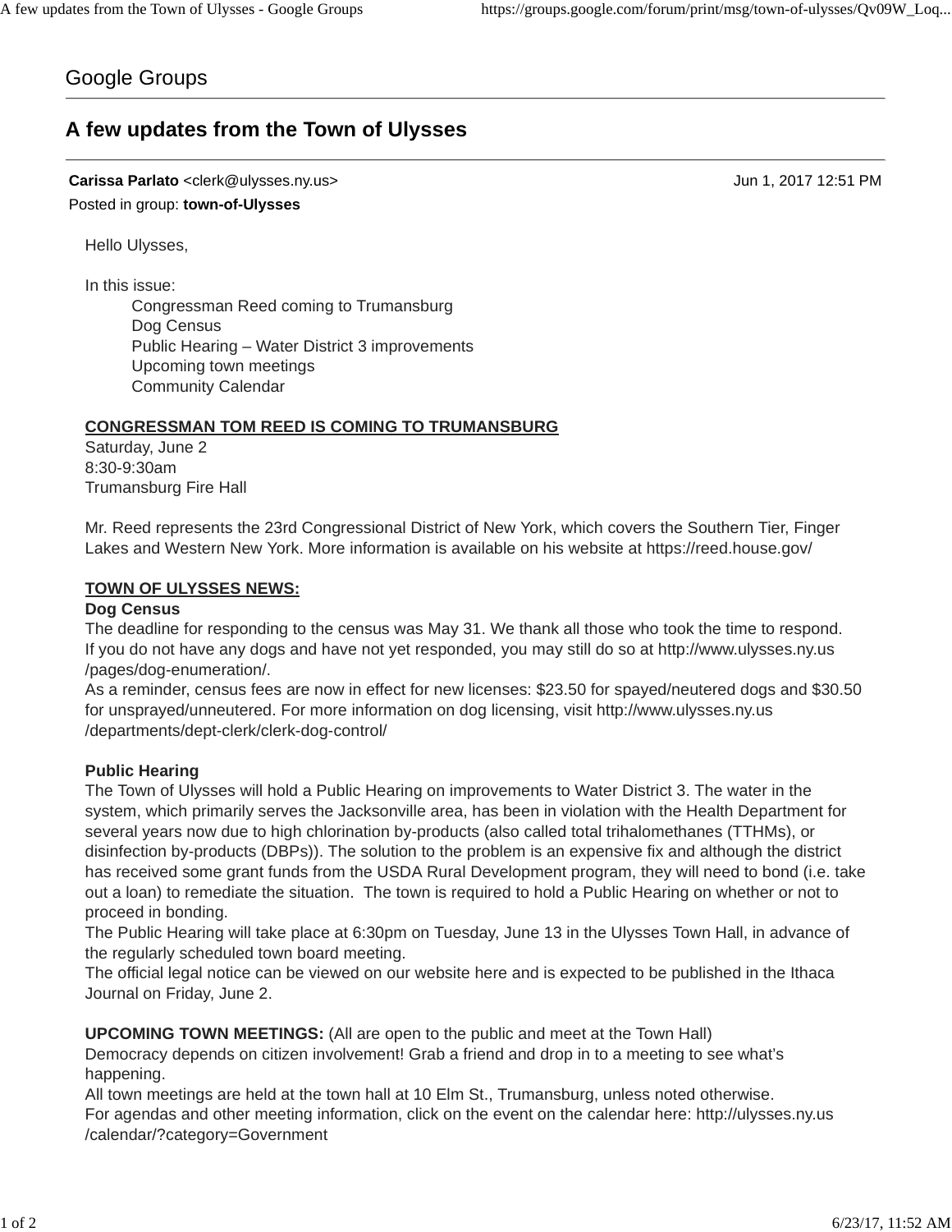Google Groups

# A few updates from the Town of Ulysses

**Carissa Parlato** <clerk@ulysses.ny.us> Jun 1, 2017 12:51 PM
Posted in group: **town-of-Ulysses**

Hello Ulysses,

In this issue:

- Congressman Reed coming to Trumansburg
- Dog Census
- Public Hearing – Water District 3 improvements
- Upcoming town meetings
- Community Calendar

**CONGRESSMAN TOM REED IS COMING TO TRUMANSBURG**

Saturday, June 2
8:30-9:30am
Trumansburg Fire Hall

Mr. Reed represents the 23rd Congressional District of New York, which covers the Southern Tier, Finger Lakes and Western New York. More information is available on his website at https://reed.house.gov/

**TOWN OF ULYSSES NEWS:**

**Dog Census**

The deadline for responding to the census was May 31. We thank all those who took the time to respond. If you do not have any dogs and have not yet responded, you may still do so at http://www.ulysses.ny.us/pages/dog-enumeration/.

As a reminder, census fees are now in effect for new licenses: $23.50 for spayed/neutered dogs and $30.50 for unsprayed/unneutered. For more information on dog licensing, visit http://www.ulysses.ny.us/departments/dept-clerk/clerk-dog-control/

**Public Hearing**

The Town of Ulysses will hold a Public Hearing on improvements to Water District 3. The water in the system, which primarily serves the Jacksonville area, has been in violation with the Health Department for several years now due to high chlorination by-products (also called total trihalomethanes (TTHMs), or disinfection by-products (DBPs)). The solution to the problem is an expensive fix and although the district has received some grant funds from the USDA Rural Development program, they will need to bond (i.e. take out a loan) to remediate the situation. The town is required to hold a Public Hearing on whether or not to proceed in bonding.

The Public Hearing will take place at 6:30pm on Tuesday, June 13 in the Ulysses Town Hall, in advance of the regularly scheduled town board meeting.

The official legal notice can be viewed on our website here and is expected to be published in the Ithaca Journal on Friday, June 2.

**UPCOMING TOWN MEETINGS:** (All are open to the public and meet at the Town Hall)

Democracy depends on citizen involvement! Grab a friend and drop in to a meeting to see what's happening.

All town meetings are held at the town hall at 10 Elm St., Trumansburg, unless noted otherwise.

For agendas and other meeting information, click on the event on the calendar here: http://ulysses.ny.us/calendar/?category=Government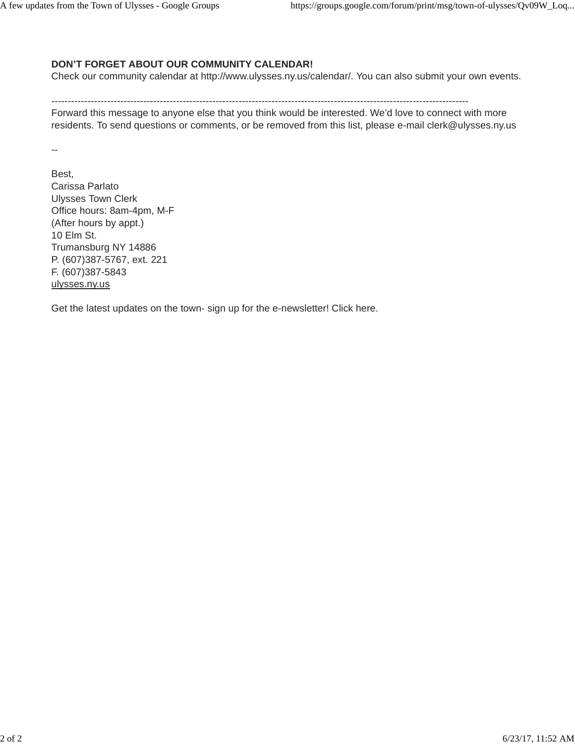**DON'T FORGET ABOUT OUR COMMUNITY CALENDAR!**
Check our community calendar at http://www.ulysses.ny.us/calendar/. You can also submit your own events.

--------------------------------------------------------------------------------------------------------------------------------
Forward this message to anyone else that you think would be interested. We'd love to connect with more residents. To send questions or comments, or be removed from this list, please e-mail clerk@ulysses.ny.us

--

Best,
Carissa Parlato
Ulysses Town Clerk
Office hours: 8am-4pm, M-F
(After hours by appt.)
10 Elm St.
Trumansburg NY 14886
P. (607)387-5767, ext. 221
F. (607)387-5843
ulysses.ny.us

Get the latest updates on the town- sign up for the e-newsletter! Click here.